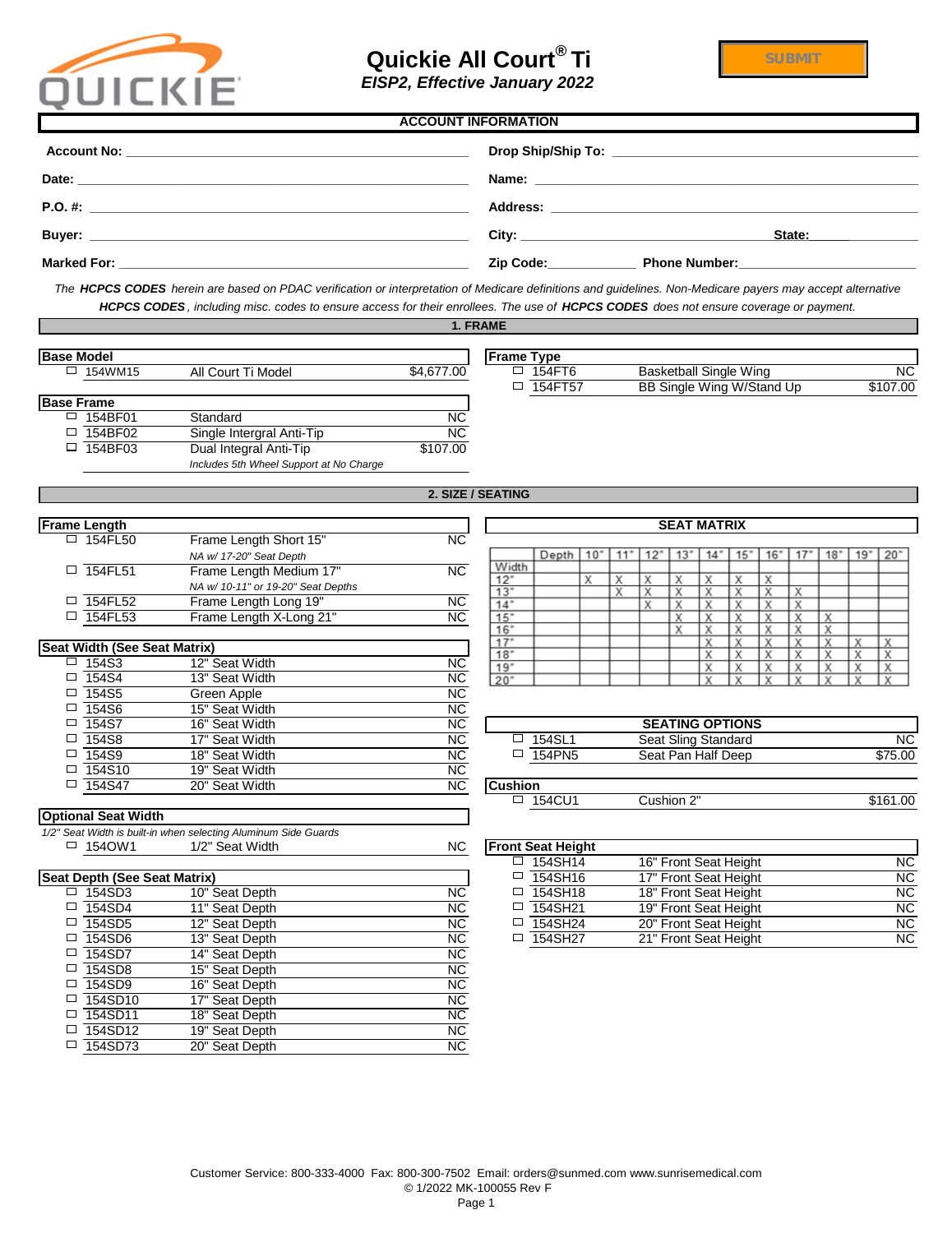# Quickie All Court® Ti

*EISP2, Effective January 2022*

SUBMIT

## ACCOUNT INFORMATION

**Account No:** ______________________

**Date:** ______________________

**P.O. #:** ______________________

**Buyer:** ______________________

**Marked For:** ______________________

**Drop Ship/Ship To:** ______________________

**Name:** ______________________

**Address:** ______________________

**City:** ______________________ **State:** ______

**Zip Code:** ____________ **Phone Number:** ______________________

*The **HCPCS CODES** herein are based on PDAC verification or interpretation of Medicare definitions and guidelines. Non-Medicare payers may accept alternative **HCPCS CODES**, including misc. codes to ensure access for their enrollees. The use of **HCPCS CODES** does not ensure coverage or payment.*

## 1. FRAME

**Base Model**

| Code | Description | Price |
|---|---|---|
| ☐ 154WM15 | All Court Ti Model | $4,677.00 |

**Base Frame**

| Code | Description | Price |
|---|---|---|
| ☐ 154BF01 | Standard | NC |
| ☐ 154BF02 | Single Intergral Anti-Tip | NC |
| ☐ 154BF03 | Dual Integral Anti-Tip<br>*Includes 5th Wheel Support at No Charge* | $107.00 |

**Frame Type**

| Code | Description | Price |
|---|---|---|
| ☐ 154FT6 | Basketball Single Wing | NC |
| ☐ 154FT57 | BB Single Wing W/Stand Up | $107.00 |

## 2. SIZE / SEATING

**Frame Length**

| Code | Description | Price |
|---|---|---|
| ☐ 154FL50 | Frame Length Short 15"<br>*NA w/ 17-20" Seat Depth* | NC |
| ☐ 154FL51 | Frame Length Medium 17"<br>*NA w/ 10-11" or 19-20" Seat Depths* | NC |
| ☐ 154FL52 | Frame Length Long 19" | NC |
| ☐ 154FL53 | Frame Length X-Long 21" | NC |

**Seat Width (See Seat Matrix)**

| Code | Description | Price |
|---|---|---|
| ☐ 154S3 | 12" Seat Width | NC |
| ☐ 154S4 | 13" Seat Width | NC |
| ☐ 154S5 | Green Apple | NC |
| ☐ 154S6 | 15" Seat Width | NC |
| ☐ 154S7 | 16" Seat Width | NC |
| ☐ 154S8 | 17" Seat Width | NC |
| ☐ 154S9 | 18" Seat Width | NC |
| ☐ 154S10 | 19" Seat Width | NC |
| ☐ 154S47 | 20" Seat Width | NC |

**Optional Seat Width**

*1/2" Seat Width is built-in when selecting Aluminum Side Guards*

| Code | Description | Price |
|---|---|---|
| ☐ 154OW1 | 1/2" Seat Width | NC |

**Seat Depth (See Seat Matrix)**

| Code | Description | Price |
|---|---|---|
| ☐ 154SD3 | 10" Seat Depth | NC |
| ☐ 154SD4 | 11" Seat Depth | NC |
| ☐ 154SD5 | 12" Seat Depth | NC |
| ☐ 154SD6 | 13" Seat Depth | NC |
| ☐ 154SD7 | 14" Seat Depth | NC |
| ☐ 154SD8 | 15" Seat Depth | NC |
| ☐ 154SD9 | 16" Seat Depth | NC |
| ☐ 154SD10 | 17" Seat Depth | NC |
| ☐ 154SD11 | 18" Seat Depth | NC |
| ☐ 154SD12 | 19" Seat Depth | NC |
| ☐ 154SD73 | 20" Seat Depth | NC |

**SEAT MATRIX**

| Width \ Depth | 10" | 11" | 12" | 13" | 14" | 15" | 16" | 17" | 18" | 19" | 20" |
|---|---|---|---|---|---|---|---|---|---|---|---|
| 12" | X | X | X | X | X | X | X | | | | |
| 13" | | X | X | X | X | X | X | X | | | |
| 14" | | | X | X | X | X | X | X | | | |
| 15" | | | | X | X | X | X | X | X | | |
| 16" | | | | X | X | X | X | X | X | | |
| 17" | | | | | X | X | X | X | X | X | X |
| 18" | | | | | X | X | X | X | X | X | X |
| 19" | | | | | X | X | X | X | X | X | X |
| 20" | | | | | X | X | X | X | X | X | X |

**SEATING OPTIONS**

| Code | Description | Price |
|---|---|---|
| ☐ 154SL1 | Seat Sling Standard | NC |
| ☐ 154PN5 | Seat Pan Half Deep | $75.00 |

**Cushion**

| Code | Description | Price |
|---|---|---|
| ☐ 154CU1 | Cushion 2" | $161.00 |

**Front Seat Height**

| Code | Description | Price |
|---|---|---|
| ☐ 154SH14 | 16" Front Seat Height | NC |
| ☐ 154SH16 | 17" Front Seat Height | NC |
| ☐ 154SH18 | 18" Front Seat Height | NC |
| ☐ 154SH21 | 19" Front Seat Height | NC |
| ☐ 154SH24 | 20" Front Seat Height | NC |
| ☐ 154SH27 | 21" Front Seat Height | NC |

Customer Service: 800-333-4000 Fax: 800-300-7502 Email: orders@sunmed.com www.sunrisemedical.com
© 1/2022 MK-100055 Rev F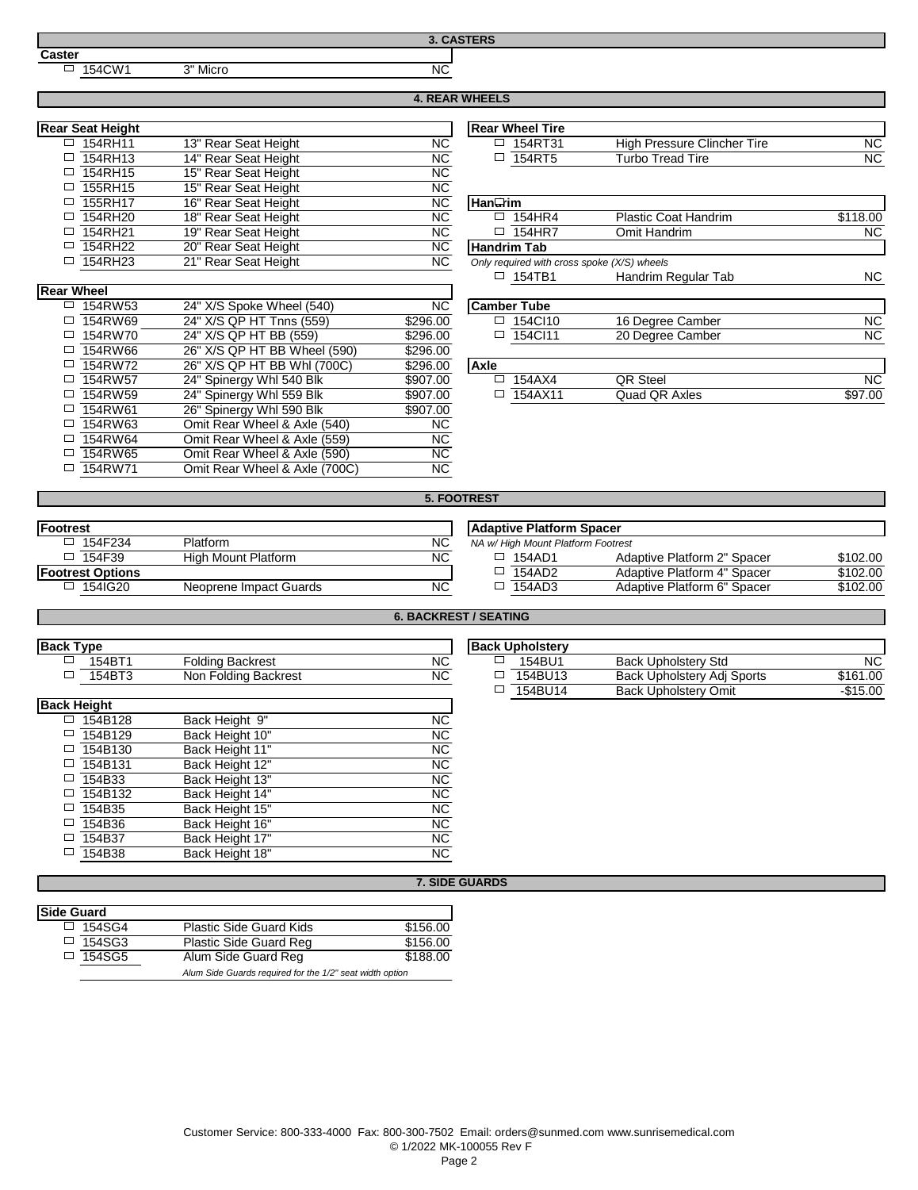## 3. CASTERS

**Caster**

| Code | Description | Price |
|---|---|---|
| ☐ 154CW1 | 3" Micro | NC |

## 4. REAR WHEELS

**Rear Seat Height**

| Code | Description | Price |
|---|---|---|
| ☐ 154RH11 | 13" Rear Seat Height | NC |
| ☐ 154RH13 | 14" Rear Seat Height | NC |
| ☐ 154RH15 | 15" Rear Seat Height | NC |
| ☐ 155RH15 | 15" Rear Seat Height | NC |
| ☐ 155RH17 | 16" Rear Seat Height | NC |
| ☐ 154RH20 | 18" Rear Seat Height | NC |
| ☐ 154RH21 | 19" Rear Seat Height | NC |
| ☐ 154RH22 | 20" Rear Seat Height | NC |
| ☐ 154RH23 | 21" Rear Seat Height | NC |

**Rear Wheel**

| Code | Description | Price |
|---|---|---|
| ☐ 154RW53 | 24" X/S Spoke Wheel (540) | NC |
| ☐ 154RW69 | 24" X/S QP HT Tnns (559) | $296.00 |
| ☐ 154RW70 | 24" X/S QP HT BB (559) | $296.00 |
| ☐ 154RW66 | 26" X/S QP HT BB Wheel (590) | $296.00 |
| ☐ 154RW72 | 26" X/S QP HT BB Whl (700C) | $296.00 |
| ☐ 154RW57 | 24" Spinergy Whl 540 Blk | $907.00 |
| ☐ 154RW59 | 24" Spinergy Whl 559 Blk | $907.00 |
| ☐ 154RW61 | 26" Spinergy Whl 590 Blk | $907.00 |
| ☐ 154RW63 | Omit Rear Wheel & Axle (540) | NC |
| ☐ 154RW64 | Omit Rear Wheel & Axle (559) | NC |
| ☐ 154RW65 | Omit Rear Wheel & Axle (590) | NC |
| ☐ 154RW71 | Omit Rear Wheel & Axle (700C) | NC |

**Rear Wheel Tire**

| Code | Description | Price |
|---|---|---|
| ☐ 154RT31 | High Pressure Clincher Tire | NC |
| ☐ 154RT5 | Turbo Tread Tire | NC |

**Handrim**

| Code | Description | Price |
|---|---|---|
| ☐ 154HR4 | Plastic Coat Handrim | $118.00 |
| ☐ 154HR7 | Omit Handrim | NC |

**Handrim Tab**

*Only required with cross spoke (X/S) wheels*

| Code | Description | Price |
|---|---|---|
| ☐ 154TB1 | Handrim Regular Tab | NC |

**Camber Tube**

| Code | Description | Price |
|---|---|---|
| ☐ 154CI10 | 16 Degree Camber | NC |
| ☐ 154CI11 | 20 Degree Camber | NC |

**Axle**

| Code | Description | Price |
|---|---|---|
| ☐ 154AX4 | QR Steel | NC |
| ☐ 154AX11 | Quad QR Axles | $97.00 |

## 5. FOOTREST

**Footrest**

| Code | Description | Price |
|---|---|---|
| ☐ 154F234 | Platform | NC |
| ☐ 154F39 | High Mount Platform | NC |

**Footrest Options**

| Code | Description | Price |
|---|---|---|
| ☐ 154IG20 | Neoprene Impact Guards | NC |

**Adaptive Platform Spacer**

*NA w/ High Mount Platform Footrest*

| Code | Description | Price |
|---|---|---|
| ☐ 154AD1 | Adaptive Platform 2" Spacer | $102.00 |
| ☐ 154AD2 | Adaptive Platform 4" Spacer | $102.00 |
| ☐ 154AD3 | Adaptive Platform 6" Spacer | $102.00 |

## 6. BACKREST / SEATING

**Back Type**

| Code | Description | Price |
|---|---|---|
| ☐ 154BT1 | Folding Backrest | NC |
| ☐ 154BT3 | Non Folding Backrest | NC |

**Back Height**

| Code | Description | Price |
|---|---|---|
| ☐ 154B128 | Back Height 9" | NC |
| ☐ 154B129 | Back Height 10" | NC |
| ☐ 154B130 | Back Height 11" | NC |
| ☐ 154B131 | Back Height 12" | NC |
| ☐ 154B33 | Back Height 13" | NC |
| ☐ 154B132 | Back Height 14" | NC |
| ☐ 154B35 | Back Height 15" | NC |
| ☐ 154B36 | Back Height 16" | NC |
| ☐ 154B37 | Back Height 17" | NC |
| ☐ 154B38 | Back Height 18" | NC |

**Back Upholstery**

| Code | Description | Price |
|---|---|---|
| ☐ 154BU1 | Back Upholstery Std | NC |
| ☐ 154BU13 | Back Upholstery Adj Sports | $161.00 |
| ☐ 154BU14 | Back Upholstery Omit | -$15.00 |

## 7. SIDE GUARDS

**Side Guard**

| Code | Description | Price |
|---|---|---|
| ☐ 154SG4 | Plastic Side Guard Kids | $156.00 |
| ☐ 154SG3 | Plastic Side Guard Reg | $156.00 |
| ☐ 154SG5 | Alum Side Guard Reg | $188.00 |

*Alum Side Guards required for the 1/2" seat width option*

Customer Service: 800-333-4000 Fax: 800-300-7502 Email: orders@sunmed.com www.sunrisemedical.com
© 1/2022 MK-100055 Rev F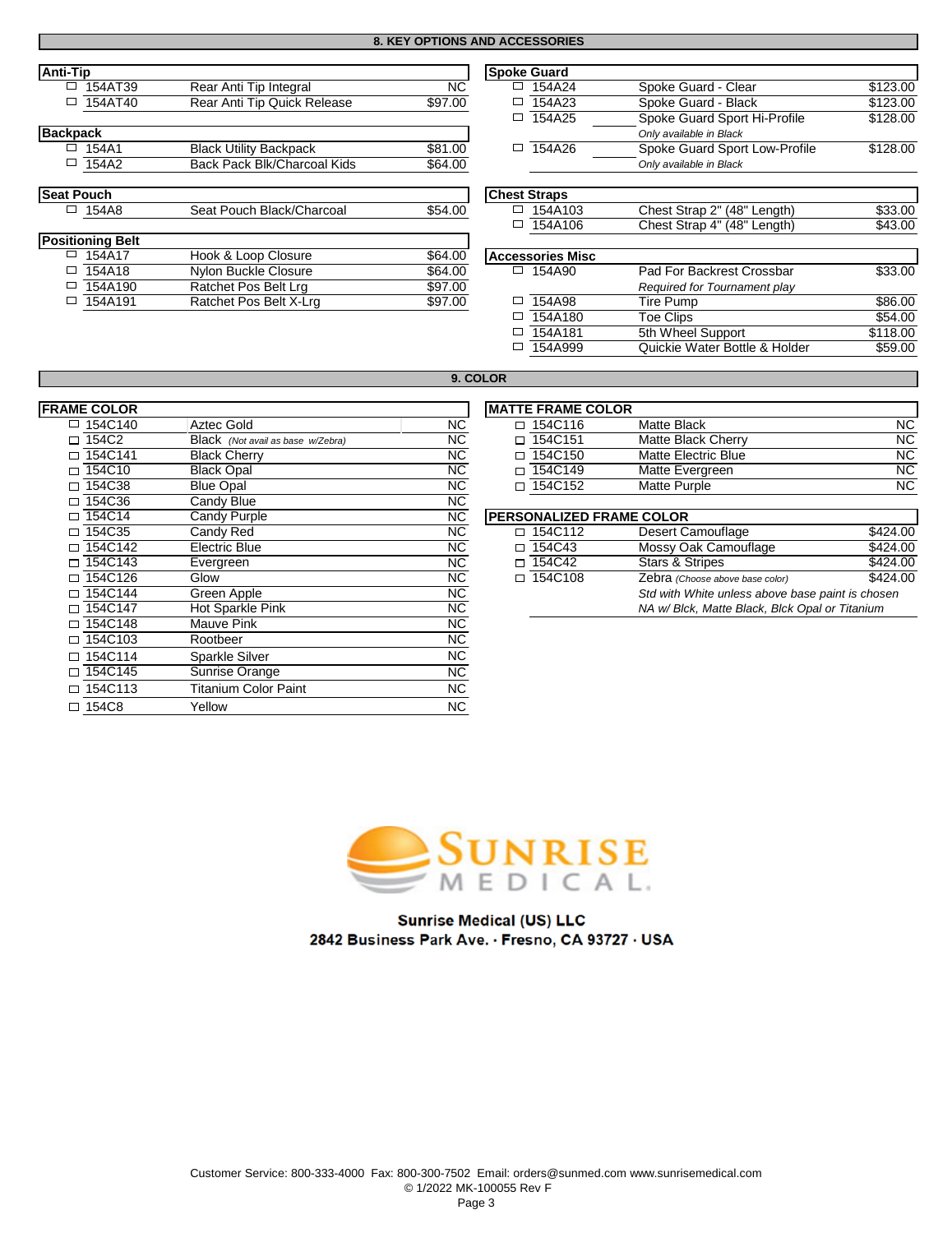## 8. KEY OPTIONS AND ACCESSORIES

**Anti-Tip**

| | | |
|---|---|---|
| ☐ 154AT39 | Rear Anti Tip Integral | NC |
| ☐ 154AT40 | Rear Anti Tip Quick Release | $97.00 |

**Backpack**

| | | |
|---|---|---|
| ☐ 154A1 | Black Utility Backpack | $81.00 |
| ☐ 154A2 | Back Pack Blk/Charcoal Kids | $64.00 |

**Seat Pouch**

| | | |
|---|---|---|
| ☐ 154A8 | Seat Pouch Black/Charcoal | $54.00 |

**Positioning Belt**

| | | |
|---|---|---|
| ☐ 154A17 | Hook & Loop Closure | $64.00 |
| ☐ 154A18 | Nylon Buckle Closure | $64.00 |
| ☐ 154A190 | Ratchet Pos Belt Lrg | $97.00 |
| ☐ 154A191 | Ratchet Pos Belt X-Lrg | $97.00 |

**Spoke Guard**

| | | |
|---|---|---|
| ☐ 154A24 | Spoke Guard - Clear | $123.00 |
| ☐ 154A23 | Spoke Guard - Black | $123.00 |
| ☐ 154A25 | Spoke Guard Sport Hi-Profile *Only available in Black* | $128.00 |
| ☐ 154A26 | Spoke Guard Sport Low-Profile *Only available in Black* | $128.00 |

**Chest Straps**

| | | |
|---|---|---|
| ☐ 154A103 | Chest Strap 2" (48" Length) | $33.00 |
| ☐ 154A106 | Chest Strap 4" (48" Length) | $43.00 |

**Accessories Misc**

| | | |
|---|---|---|
| ☐ 154A90 | Pad For Backrest Crossbar *Required for Tournament play* | $33.00 |
| ☐ 154A98 | Tire Pump | $86.00 |
| ☐ 154A180 | Toe Clips | $54.00 |
| ☐ 154A181 | 5th Wheel Support | $118.00 |
| ☐ 154A999 | Quickie Water Bottle & Holder | $59.00 |

## 9. COLOR

**FRAME COLOR**

| | | |
|---|---|---|
| ☐ 154C140 | Aztec Gold | NC |
| ☐ 154C2 | Black *(Not avail as base w/Zebra)* | NC |
| ☐ 154C141 | Black Cherry | NC |
| ☐ 154C10 | Black Opal | NC |
| ☐ 154C38 | Blue Opal | NC |
| ☐ 154C36 | Candy Blue | NC |
| ☐ 154C14 | Candy Purple | NC |
| ☐ 154C35 | Candy Red | NC |
| ☐ 154C142 | Electric Blue | NC |
| ☐ 154C143 | Evergreen | NC |
| ☐ 154C126 | Glow | NC |
| ☐ 154C144 | Green Apple | NC |
| ☐ 154C147 | Hot Sparkle Pink | NC |
| ☐ 154C148 | Mauve Pink | NC |
| ☐ 154C103 | Rootbeer | NC |
| ☐ 154C114 | Sparkle Silver | NC |
| ☐ 154C145 | Sunrise Orange | NC |
| ☐ 154C113 | Titanium Color Paint | NC |
| ☐ 154C8 | Yellow | NC |

**MATTE FRAME COLOR**

| | | |
|---|---|---|
| ☐ 154C116 | Matte Black | NC |
| ☐ 154C151 | Matte Black Cherry | NC |
| ☐ 154C150 | Matte Electric Blue | NC |
| ☐ 154C149 | Matte Evergreen | NC |
| ☐ 154C152 | Matte Purple | NC |

**PERSONALIZED FRAME COLOR**

| | | |
|---|---|---|
| ☐ 154C112 | Desert Camouflage | $424.00 |
| ☐ 154C43 | Mossy Oak Camouflage | $424.00 |
| ☐ 154C42 | Stars & Stripes | $424.00 |
| ☐ 154C108 | Zebra *(Choose above base color)* | $424.00 |
| | *Std with White unless above base paint is chosen* | |
| | *NA w/ Blck, Matte Black, Blck Opal or Titanium* | |

SUNRISE MEDICAL.

**Sunrise Medical (US) LLC**
**2842 Business Park Ave. · Fresno, CA 93727 · USA**

Customer Service: 800-333-4000 Fax: 800-300-7502 Email: orders@sunmed.com www.sunrisemedical.com
© 1/2022 MK-100055 Rev F